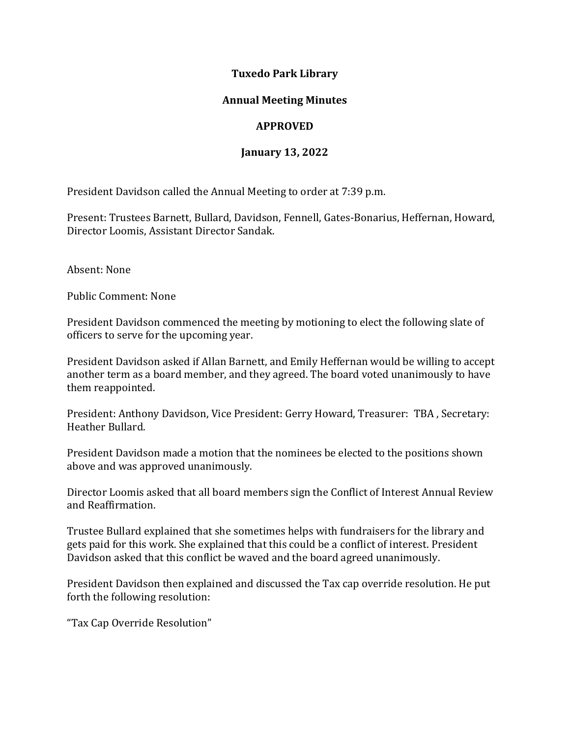# Tuxedo Park Library

## Annual Meeting Minutes

## APPROVED

## January 13, 2022

President Davidson called the Annual Meeting to order at 7:39 p.m.

Present: Trustees Barnett, Bullard, Davidson, Fennell, Gates-Bonarius, Heffernan, Howard, Director Loomis, Assistant Director Sandak.

Absent: None

Public Comment: None

President Davidson commenced the meeting by motioning to elect the following slate of officers to serve for the upcoming year.

President Davidson asked if Allan Barnett, and Emily Heffernan would be willing to accept another term as a board member, and they agreed. The board voted unanimously to have them reappointed.

President: Anthony Davidson, Vice President: Gerry Howard, Treasurer: TBA , Secretary: Heather Bullard.

President Davidson made a motion that the nominees be elected to the positions shown above and was approved unanimously.

Director Loomis asked that all board members sign the Conflict of Interest Annual Review and Reaffirmation.

Trustee Bullard explained that she sometimes helps with fundraisers for the library and gets paid for this work. She explained that this could be a conflict of interest. President Davidson asked that this conflict be waved and the board agreed unanimously.

President Davidson then explained and discussed the Tax cap override resolution. He put forth the following resolution:

"Tax Cap Override Resolution"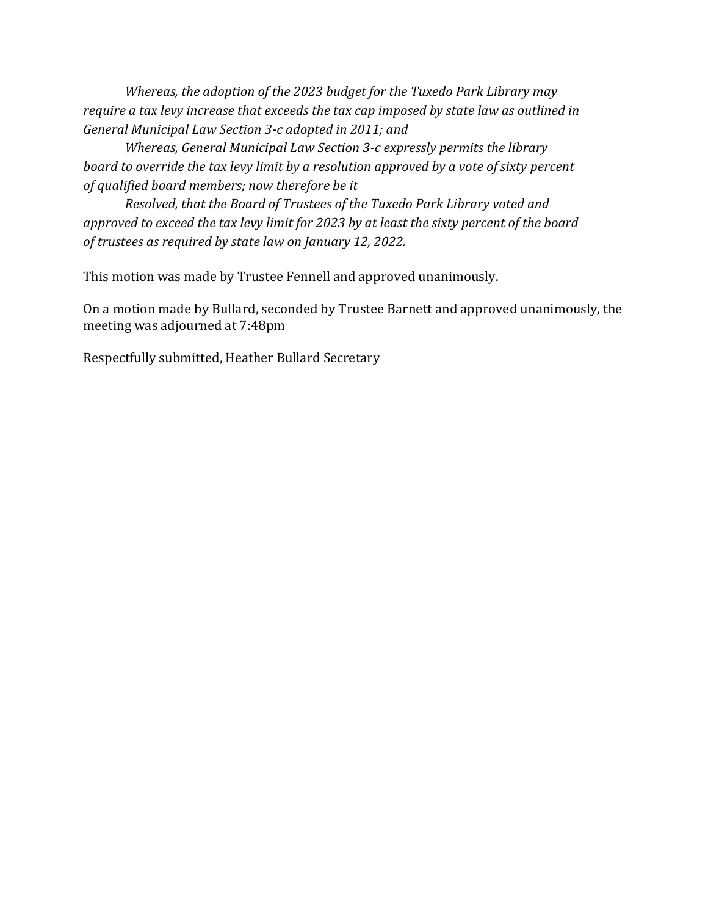*Whereas, the adoption of the 2023 budget for the Tuxedo Park Library may require a tax levy increase that exceeds the tax cap imposed by state law as outlined in General Municipal Law Section 3-c adopted in 2011; and*

*Whereas, General Municipal Law Section 3-c expressly permits the library board to override the tax levy limit by a resolution approved by a vote of sixty percent of qualified board members; now therefore be it*

*Resolved, that the Board of Trustees of the Tuxedo Park Library voted and approved to exceed the tax levy limit for 2023 by at least the sixty percent of the board of trustees as required by state law on January 12, 2022.*

This motion was made by Trustee Fennell and approved unanimously.

On a motion made by Bullard, seconded by Trustee Barnett and approved unanimously, the meeting was adjourned at 7:48pm

Respectfully submitted, Heather Bullard Secretary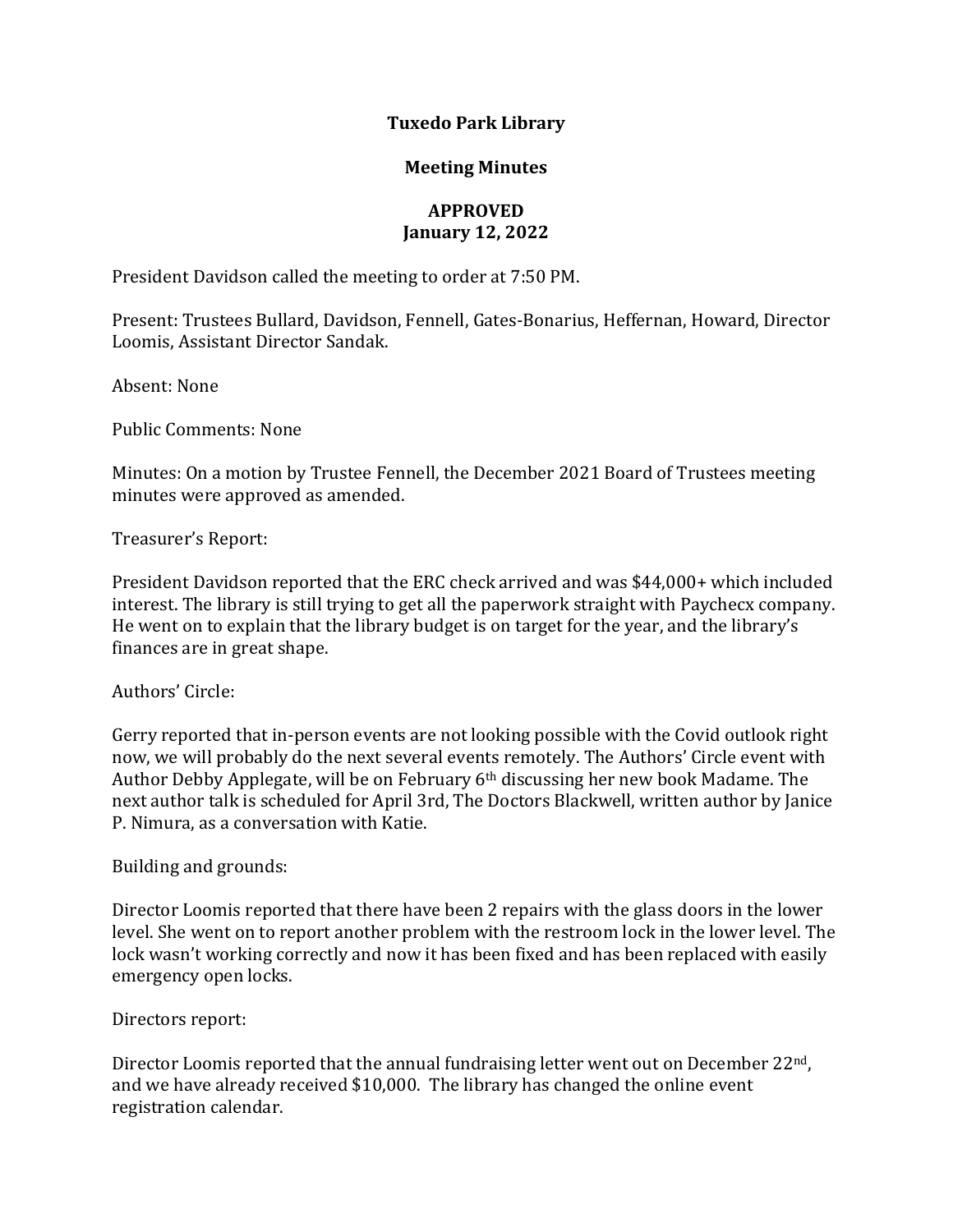**Tuxedo Park Library**

**Meeting Minutes**

**APPROVED**
**January 12, 2022**

President Davidson called the meeting to order at 7:50 PM.

Present: Trustees Bullard, Davidson, Fennell, Gates-Bonarius, Heffernan, Howard, Director Loomis, Assistant Director Sandak.

Absent: None

Public Comments: None

Minutes: On a motion by Trustee Fennell, the December 2021 Board of Trustees meeting minutes were approved as amended.

Treasurer's Report:

President Davidson reported that the ERC check arrived and was $44,000+ which included interest. The library is still trying to get all the paperwork straight with Paychecx company. He went on to explain that the library budget is on target for the year, and the library's finances are in great shape.

Authors' Circle:

Gerry reported that in-person events are not looking possible with the Covid outlook right now, we will probably do the next several events remotely. The Authors' Circle event with Author Debby Applegate, will be on February 6th discussing her new book Madame. The next author talk is scheduled for April 3rd, The Doctors Blackwell, written author by Janice P. Nimura, as a conversation with Katie.

Building and grounds:

Director Loomis reported that there have been 2 repairs with the glass doors in the lower level. She went on to report another problem with the restroom lock in the lower level. The lock wasn't working correctly and now it has been fixed and has been replaced with easily emergency open locks.

Directors report:

Director Loomis reported that the annual fundraising letter went out on December 22nd, and we have already received $10,000. The library has changed the online event registration calendar.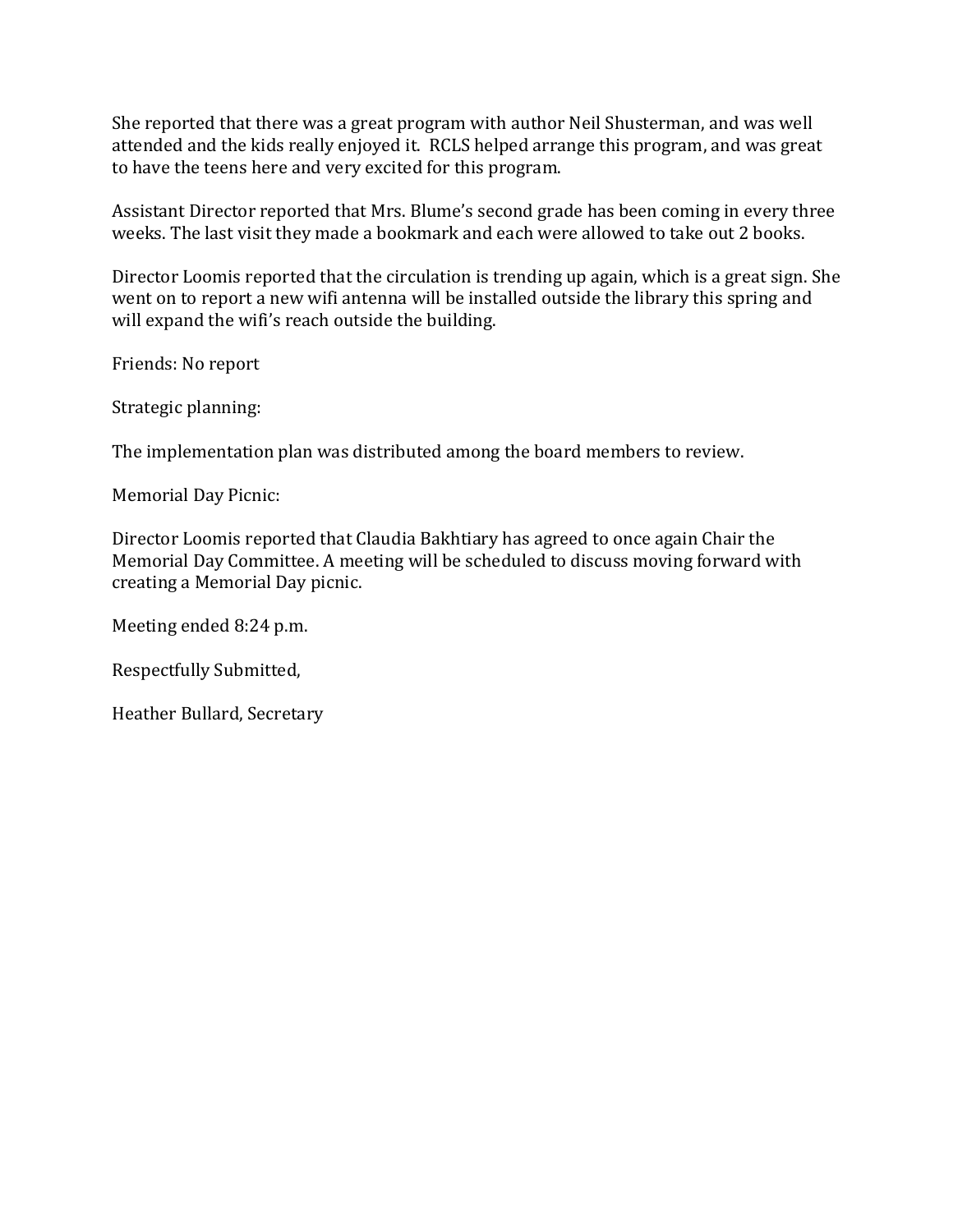She reported that there was a great program with author Neil Shusterman, and was well attended and the kids really enjoyed it. RCLS helped arrange this program, and was great to have the teens here and very excited for this program.

Assistant Director reported that Mrs. Blume's second grade has been coming in every three weeks. The last visit they made a bookmark and each were allowed to take out 2 books.

Director Loomis reported that the circulation is trending up again, which is a great sign. She went on to report a new wifi antenna will be installed outside the library this spring and will expand the wifi's reach outside the building.

Friends: No report

Strategic planning:

The implementation plan was distributed among the board members to review.

Memorial Day Picnic:

Director Loomis reported that Claudia Bakhtiary has agreed to once again Chair the Memorial Day Committee. A meeting will be scheduled to discuss moving forward with creating a Memorial Day picnic.

Meeting ended 8:24 p.m.

Respectfully Submitted,

Heather Bullard, Secretary